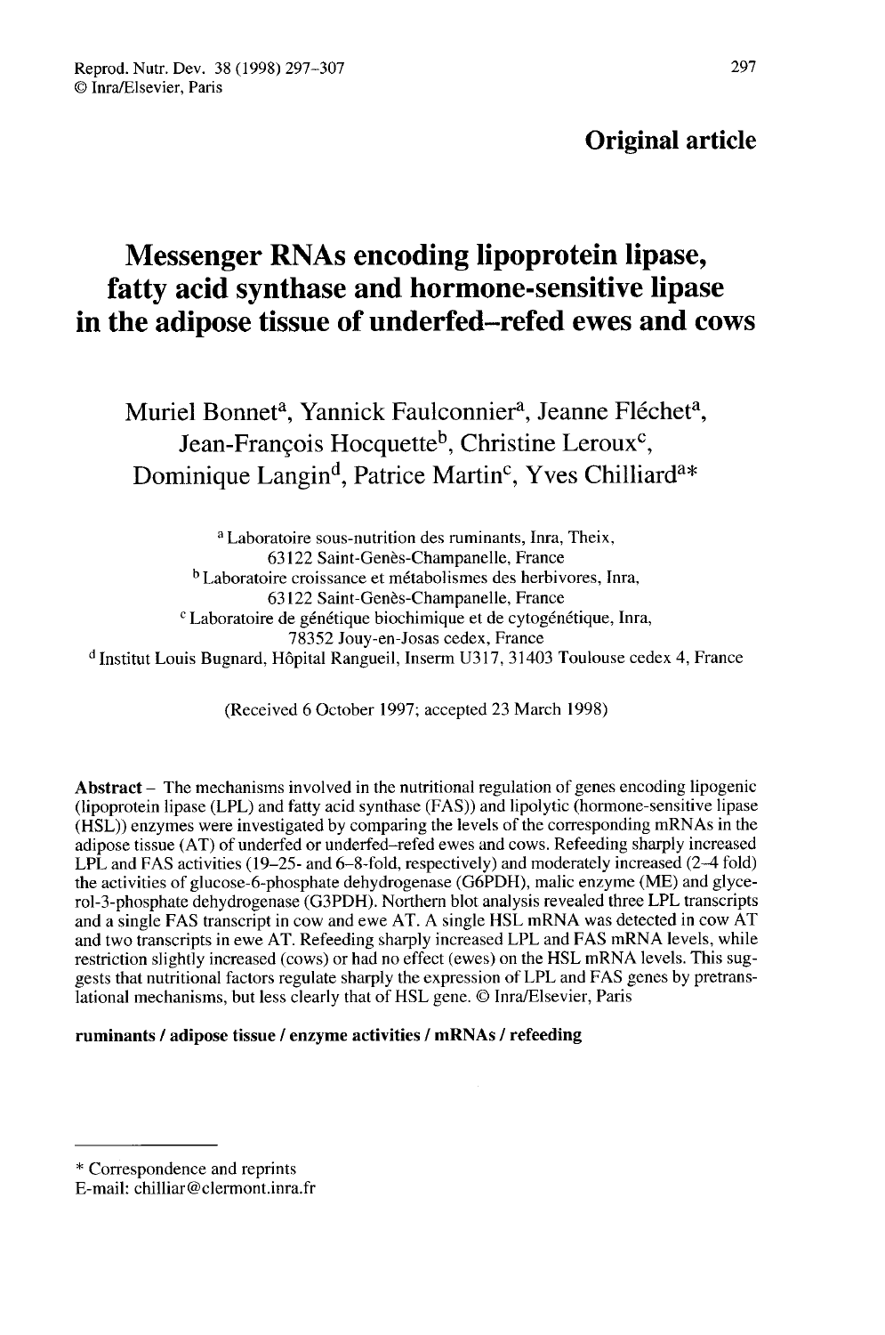**Original article**

# Messenger RNAs encoding lipoprotein lipase, fatty acid synthase and hormone-sensitive lipase in the adipose tissue of underfed–refed ewes and cows

Muriel Bonnet[a], Yannick Faulconnier[a], Jeanne Fléchet[a], Jean-François Hocquette[b], Christine Leroux[c], Dominique Langin[d], Patrice Martin[c], Yves Chilliard[a]*

[a] Laboratoire sous-nutrition des ruminants, Inra, Theix, 63122 Saint-Genès-Champanelle, France
[b] Laboratoire croissance et métabolismes des herbivores, Inra, 63122 Saint-Genès-Champanelle, France
[c] Laboratoire de génétique biochimique et de cytogénétique, Inra, 78352 Jouy-en-Josas cedex, France
[d] Institut Louis Bugnard, Hôpital Rangueil, Inserm U317, 31403 Toulouse cedex 4, France

(Received 6 October 1997; accepted 23 March 1998)

**Abstract** – The mechanisms involved in the nutritional regulation of genes encoding lipogenic (lipoprotein lipase (LPL) and fatty acid synthase (FAS)) and lipolytic (hormone-sensitive lipase (HSL)) enzymes were investigated by comparing the levels of the corresponding mRNAs in the adipose tissue (AT) of underfed or underfed–refed ewes and cows. Refeeding sharply increased LPL and FAS activities (19–25- and 6–8-fold, respectively) and moderately increased (2–4 fold) the activities of glucose-6-phosphate dehydrogenase (G6PDH), malic enzyme (ME) and glycerol-3-phosphate dehydrogenase (G3PDH). Northern blot analysis revealed three LPL transcripts and a single FAS transcript in cow and ewe AT. A single HSL mRNA was detected in cow AT and two transcripts in ewe AT. Refeeding sharply increased LPL and FAS mRNA levels, while restriction slightly increased (cows) or had no effect (ewes) on the HSL mRNA levels. This suggests that nutritional factors regulate sharply the expression of LPL and FAS genes by pretranslational mechanisms, but less clearly that of HSL gene. © Inra/Elsevier, Paris

**ruminants / adipose tissue / enzyme activities / mRNAs / refeeding**

---

* Correspondence and reprints
E-mail: chilliar@clermont.inra.fr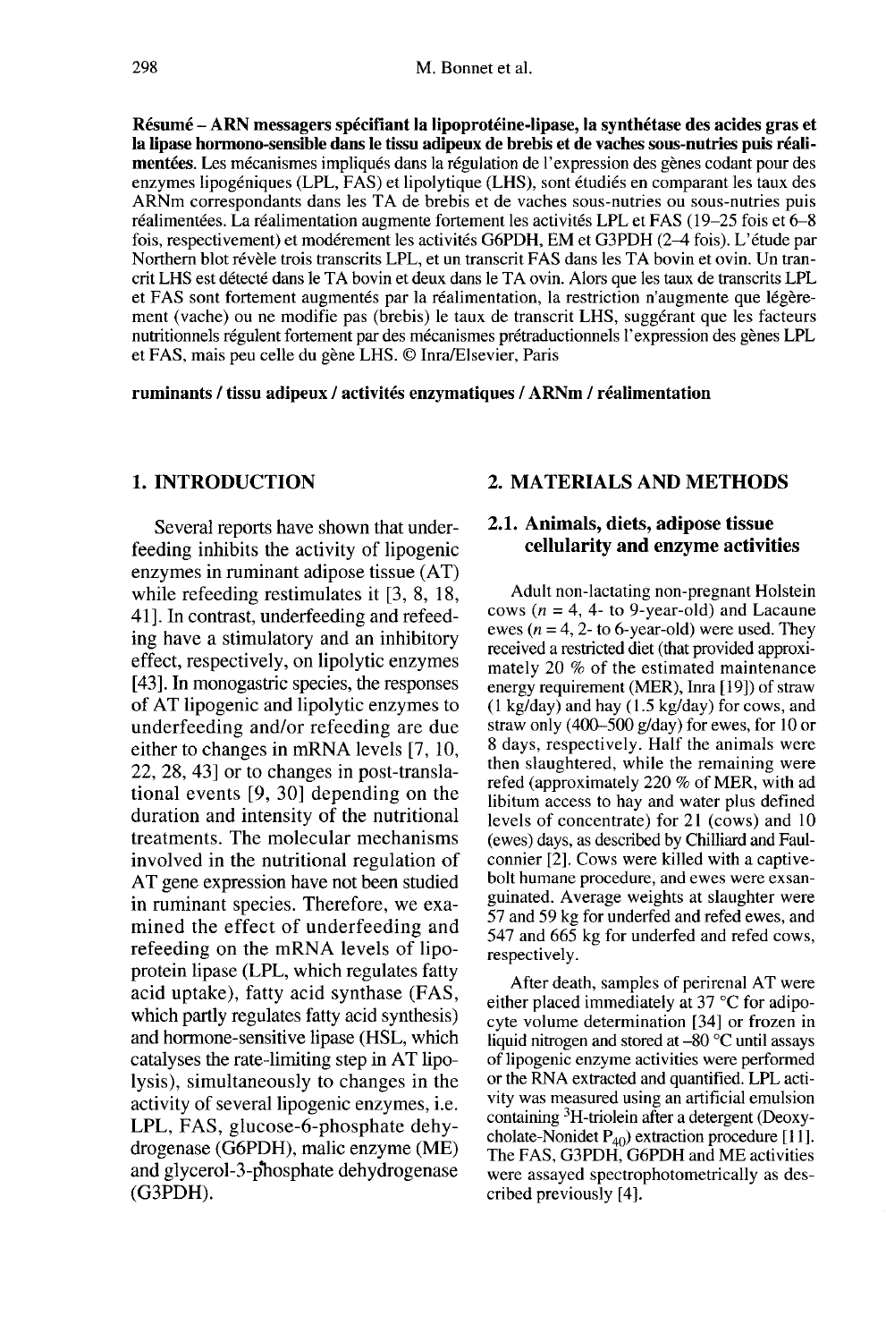**Résumé – ARN messagers spécifiant la lipoprotéine-lipase, la synthétase des acides gras et la lipase hormono-sensible dans le tissu adipeux de brebis et de vaches sous-nutries puis réalimentées.** Les mécanismes impliqués dans la régulation de l'expression des gènes codant pour des enzymes lipogéniques (LPL, FAS) et lipolytique (LHS), sont étudiés en comparant les taux des ARNm correspondants dans les TA de brebis et de vaches sous-nutries ou sous-nutries puis réalimentées. La réalimentation augmente fortement les activités LPL et FAS (19–25 fois et 6–8 fois, respectivement) et modérement les activités G6PDH, EM et G3PDH (2–4 fois). L'étude par Northern blot révèle trois transcrits LPL, et un transcrit FAS dans les TA bovin et ovin. Un transcrit LHS est détecté dans le TA bovin et deux dans le TA ovin. Alors que les taux de transcrits LPL et FAS sont fortement augmentés par la réalimentation, la restriction n'augmente que légèrement (vache) ou ne modifie pas (brebis) le taux de transcrit LHS, suggérant que les facteurs nutritionnels régulent fortement par des mécanismes prétraductionnels l'expression des gènes LPL et FAS, mais peu celle du gène LHS. © Inra/Elsevier, Paris

**ruminants / tissu adipeux / activités enzymatiques / ARNm / réalimentation**

## 1. INTRODUCTION

Several reports have shown that underfeeding inhibits the activity of lipogenic enzymes in ruminant adipose tissue (AT) while refeeding restimulates it [3, 8, 18, 41]. In contrast, underfeeding and refeeding have a stimulatory and an inhibitory effect, respectively, on lipolytic enzymes [43]. In monogastric species, the responses of AT lipogenic and lipolytic enzymes to underfeeding and/or refeeding are due either to changes in mRNA levels [7, 10, 22, 28, 43] or to changes in post-translational events [9, 30] depending on the duration and intensity of the nutritional treatments. The molecular mechanisms involved in the nutritional regulation of AT gene expression have not been studied in ruminant species. Therefore, we examined the effect of underfeeding and refeeding on the mRNA levels of lipoprotein lipase (LPL, which regulates fatty acid uptake), fatty acid synthase (FAS, which partly regulates fatty acid synthesis) and hormone-sensitive lipase (HSL, which catalyses the rate-limiting step in AT lipolysis), simultaneously to changes in the activity of several lipogenic enzymes, i.e. LPL, FAS, glucose-6-phosphate dehydrogenase (G6PDH), malic enzyme (ME) and glycerol-3-phosphate dehydrogenase (G3PDH).

## 2. MATERIALS AND METHODS

### 2.1. Animals, diets, adipose tissue cellularity and enzyme activities

Adult non-lactating non-pregnant Holstein cows ($n = 4$, 4- to 9-year-old) and Lacaune ewes ($n = 4$, 2- to 6-year-old) were used. They received a restricted diet (that provided approximately 20 % of the estimated maintenance energy requirement (MER), Inra [19]) of straw (1 kg/day) and hay (1.5 kg/day) for cows, and straw only (400–500 g/day) for ewes, for 10 or 8 days, respectively. Half the animals were then slaughtered, while the remaining were refed (approximately 220 % of MER, with ad libitum access to hay and water plus defined levels of concentrate) for 21 (cows) and 10 (ewes) days, as described by Chilliard and Faulconnier [2]. Cows were killed with a captive-bolt humane procedure, and ewes were exsanguinated. Average weights at slaughter were 57 and 59 kg for underfed and refed ewes, and 547 and 665 kg for underfed and refed cows, respectively.

After death, samples of perirenal AT were either placed immediately at 37 °C for adipocyte volume determination [34] or frozen in liquid nitrogen and stored at –80 °C until assays of lipogenic enzyme activities were performed or the RNA extracted and quantified. LPL activity was measured using an artificial emulsion containing $^3$H-triolein after a detergent (Deoxycholate-Nonidet $P_{40}$) extraction procedure [11]. The FAS, G3PDH, G6PDH and ME activities were assayed spectrophotometrically as described previously [4].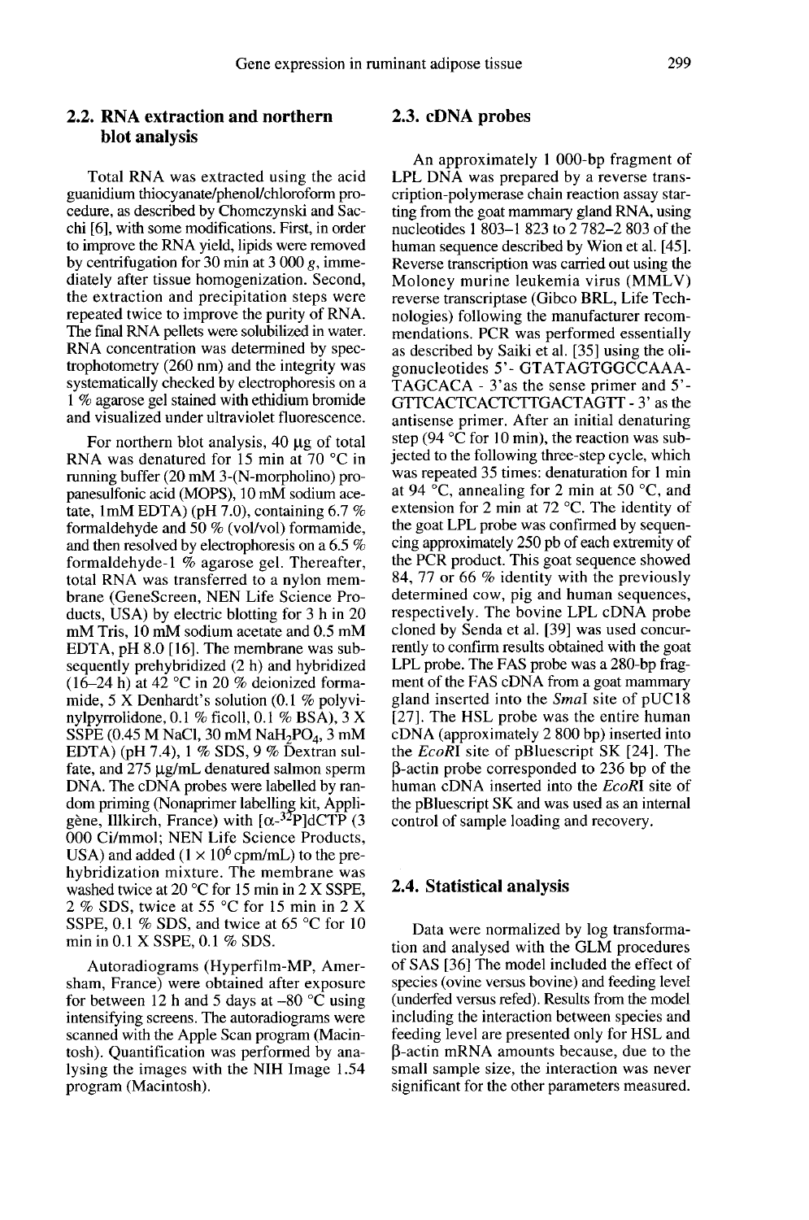## 2.2. RNA extraction and northern blot analysis

Total RNA was extracted using the acid guanidium thiocyanate/phenol/chloroform procedure, as described by Chomczynski and Sacchi [6], with some modifications. First, in order to improve the RNA yield, lipids were removed by centrifugation for 30 min at 3 000 *g*, immediately after tissue homogenization. Second, the extraction and precipitation steps were repeated twice to improve the purity of RNA. The final RNA pellets were solubilized in water. RNA concentration was determined by spectrophotometry (260 nm) and the integrity was systematically checked by electrophoresis on a 1 % agarose gel stained with ethidium bromide and visualized under ultraviolet fluorescence.

For northern blot analysis, 40 μg of total RNA was denatured for 15 min at 70 °C in running buffer (20 mM 3-(N-morpholino) propanesulfonic acid (MOPS), 10 mM sodium acetate, 1mM EDTA) (pH 7.0), containing 6.7 % formaldehyde and 50 % (vol/vol) formamide, and then resolved by electrophoresis on a 6.5 % formaldehyde-1 % agarose gel. Thereafter, total RNA was transferred to a nylon membrane (GeneScreen, NEN Life Science Products, USA) by electric blotting for 3 h in 20 mM Tris, 10 mM sodium acetate and 0.5 mM EDTA, pH 8.0 [16]. The membrane was subsequently prehybridized (2 h) and hybridized (16–24 h) at 42 °C in 20 % deionized formamide, 5 X Denhardt's solution (0.1 % polyvinylpyrrolidone, 0.1 % ficoll, 0.1 % BSA), 3 X SSPE (0.45 M NaCl, 30 mM $NaH_2PO_4$, 3 mM EDTA) (pH 7.4), 1 % SDS, 9 % Dextran sulfate, and 275 μg/mL denatured salmon sperm DNA. The cDNA probes were labelled by random priming (Nonaprimer labelling kit, Appligène, Illkirch, France) with [$\alpha$-$^{32}$P]dCTP (3 000 Ci/mmol; NEN Life Science Products, USA) and added ($1 \times 10^6$ cpm/mL) to the prehybridization mixture. The membrane was washed twice at 20 °C for 15 min in 2 X SSPE, 2 % SDS, twice at 55 °C for 15 min in 2 X SSPE, 0.1 % SDS, and twice at 65 °C for 10 min in 0.1 X SSPE, 0.1 % SDS.

Autoradiograms (Hyperfilm-MP, Amersham, France) were obtained after exposure for between 12 h and 5 days at –80 °C using intensifying screens. The autoradiograms were scanned with the Apple Scan program (Macintosh). Quantification was performed by analysing the images with the NIH Image 1.54 program (Macintosh).

## 2.3. cDNA probes

An approximately 1 000-bp fragment of LPL DNA was prepared by a reverse transcription-polymerase chain reaction assay starting from the goat mammary gland RNA, using nucleotides 1 803–1 823 to 2 782–2 803 of the human sequence described by Wion et al. [45]. Reverse transcription was carried out using the Moloney murine leukemia virus (MMLV) reverse transcriptase (Gibco BRL, Life Technologies) following the manufacturer recommendations. PCR was performed essentially as described by Saiki et al. [35] using the oligonucleotides 5'- GTATAGTGGCCAAA-TAGCACA - 3'as the sense primer and 5'- GTTCACTCACTCTTGACTAGTT - 3' as the antisense primer. After an initial denaturing step (94 °C for 10 min), the reaction was subjected to the following three-step cycle, which was repeated 35 times: denaturation for 1 min at 94 °C, annealing for 2 min at 50 °C, and extension for 2 min at 72 °C. The identity of the goat LPL probe was confirmed by sequencing approximately 250 pb of each extremity of the PCR product. This goat sequence showed 84, 77 or 66 % identity with the previously determined cow, pig and human sequences, respectively. The bovine LPL cDNA probe cloned by Senda et al. [39] was used concurrently to confirm results obtained with the goat LPL probe. The FAS probe was a 280-bp fragment of the FAS cDNA from a goat mammary gland inserted into the *Sma*I site of pUC18 [27]. The HSL probe was the entire human cDNA (approximately 2 800 bp) inserted into the *EcoR*I site of pBluescript SK [24]. The β-actin probe corresponded to 236 bp of the human cDNA inserted into the *EcoR*I site of the pBluescript SK and was used as an internal control of sample loading and recovery.

## 2.4. Statistical analysis

Data were normalized by log transformation and analysed with the GLM procedures of SAS [36] The model included the effect of species (ovine versus bovine) and feeding level (underfed versus refed). Results from the model including the interaction between species and feeding level are presented only for HSL and β-actin mRNA amounts because, due to the small sample size, the interaction was never significant for the other parameters measured.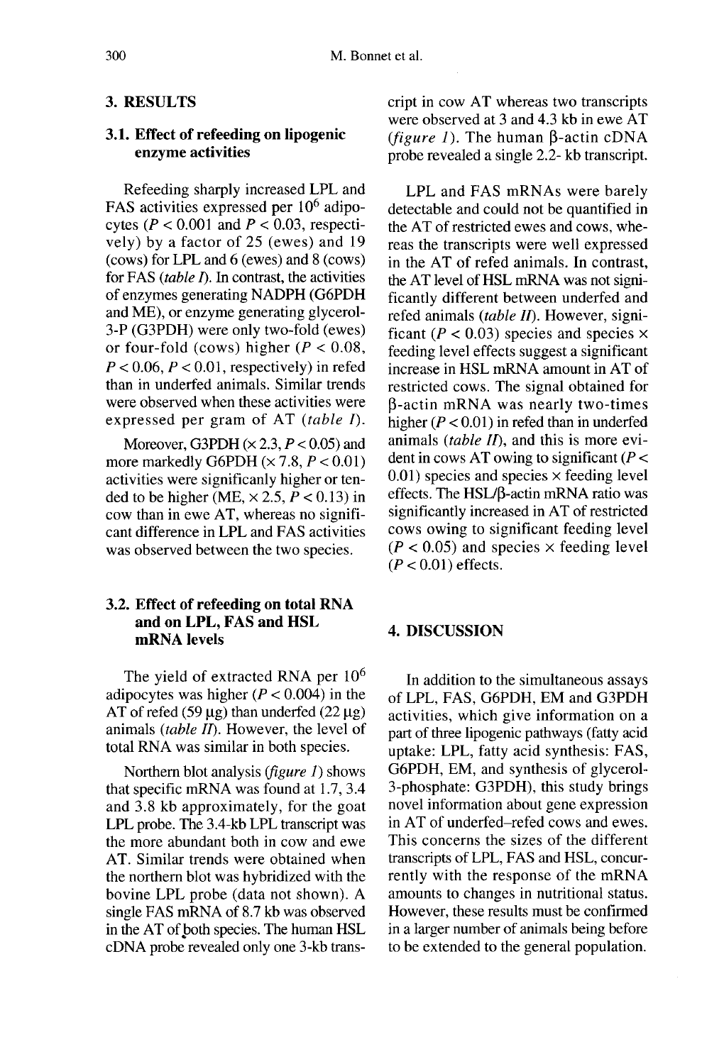## 3. RESULTS

### 3.1. Effect of refeeding on lipogenic enzyme activities

Refeeding sharply increased LPL and FAS activities expressed per $10^6$ adipocytes ($P < 0.001$ and $P < 0.03$, respectively) by a factor of 25 (ewes) and 19 (cows) for LPL and 6 (ewes) and 8 (cows) for FAS (*table I*). In contrast, the activities of enzymes generating NADPH (G6PDH and ME), or enzyme generating glycerol-3-P (G3PDH) were only two-fold (ewes) or four-fold (cows) higher ($P < 0.08$, $P < 0.06$, $P < 0.01$, respectively) in refed than in underfed animals. Similar trends were observed when these activities were expressed per gram of AT (*table I*).

Moreover, G3PDH ($\times$ 2.3, $P < 0.05$) and more markedly G6PDH ($\times$ 7.8, $P < 0.01$) activities were significanly higher or tended to be higher (ME, $\times$ 2.5, $P < 0.13$) in cow than in ewe AT, whereas no significant difference in LPL and FAS activities was observed between the two species.

### 3.2. Effect of refeeding on total RNA and on LPL, FAS and HSL mRNA levels

The yield of extracted RNA per $10^6$ adipocytes was higher ($P < 0.004$) in the AT of refed (59 μg) than underfed (22 μg) animals (*table II*). However, the level of total RNA was similar in both species.

Northern blot analysis (*figure 1*) shows that specific mRNA was found at 1.7, 3.4 and 3.8 kb approximately, for the goat LPL probe. The 3.4-kb LPL transcript was the more abundant both in cow and ewe AT. Similar trends were obtained when the northern blot was hybridized with the bovine LPL probe (data not shown). A single FAS mRNA of 8.7 kb was observed in the AT of both species. The human HSL cDNA probe revealed only one 3-kb transcript in cow AT whereas two transcripts were observed at 3 and 4.3 kb in ewe AT (*figure 1*). The human β-actin cDNA probe revealed a single 2.2- kb transcript.

LPL and FAS mRNAs were barely detectable and could not be quantified in the AT of restricted ewes and cows, whereas the transcripts were well expressed in the AT of refed animals. In contrast, the AT level of HSL mRNA was not significantly different between underfed and refed animals (*table II*). However, significant ($P < 0.03$) species and species $\times$ feeding level effects suggest a significant increase in HSL mRNA amount in AT of restricted cows. The signal obtained for β-actin mRNA was nearly two-times higher ($P < 0.01$) in refed than in underfed animals (*table II*), and this is more evident in cows AT owing to significant ($P < 0.01$) species and species $\times$ feeding level effects. The HSL/β-actin mRNA ratio was significantly increased in AT of restricted cows owing to significant feeding level ($P < 0.05$) and species $\times$ feeding level ($P < 0.01$) effects.

## 4. DISCUSSION

In addition to the simultaneous assays of LPL, FAS, G6PDH, EM and G3PDH activities, which give information on a part of three lipogenic pathways (fatty acid uptake: LPL, fatty acid synthesis: FAS, G6PDH, EM, and synthesis of glycerol-3-phosphate: G3PDH), this study brings novel information about gene expression in AT of underfed–refed cows and ewes. This concerns the sizes of the different transcripts of LPL, FAS and HSL, concurrently with the response of the mRNA amounts to changes in nutritional status. However, these results must be confirmed in a larger number of animals being before to be extended to the general population.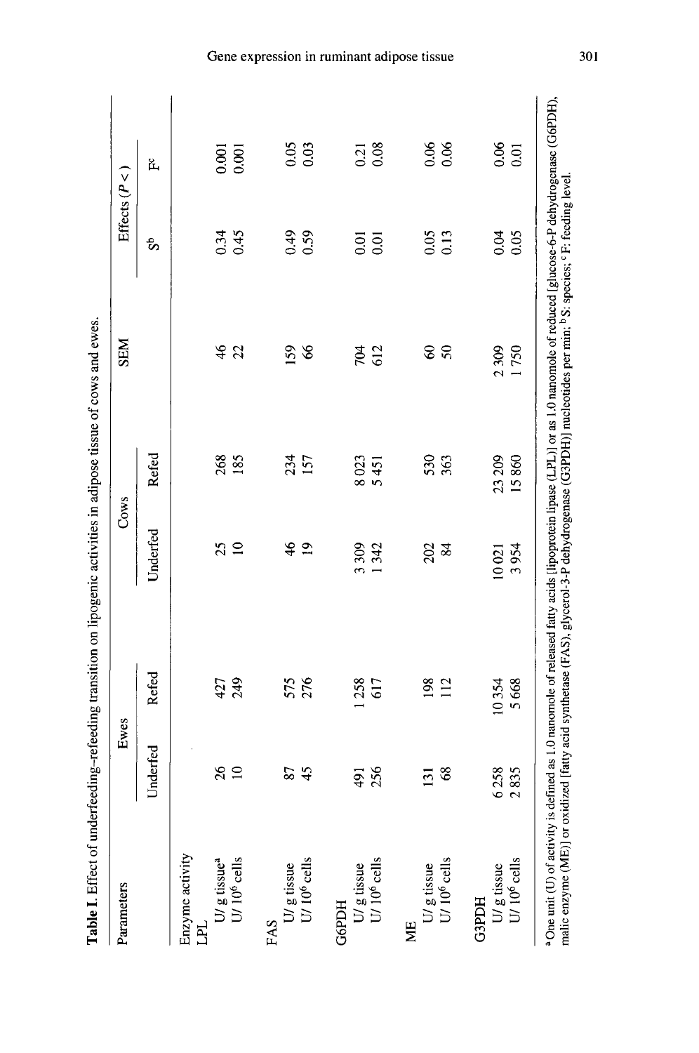**Table I.** Effect of underfeeding–refeeding transition on lipogenic activities in adipose tissue of cows and ewes.

| Parameters | Ewes | | Cows | | SEM | Effects ($P <$) | |
|---|---|---|---|---|---|---|---|
| | Underfed | Refed | Underfed | Refed | | S[b] | F[c] |
| Enzyme activity | | | | | | | |
| LPL | | | | | | | |
| U/ g tissue[a] | 26 | 427 | 25 | 268 | 46 | 0.34 | 0.001 |
| U/ $10^6$ cells | 10 | 249 | 10 | 185 | 22 | 0.45 | 0.001 |
| FAS | | | | | | | |
| U/ g tissue | 87 | 575 | 46 | 234 | 159 | 0.49 | 0.05 |
| U/ $10^6$ cells | 45 | 276 | 19 | 157 | 66 | 0.59 | 0.03 |
| G6PDH | | | | | | | |
| U/ g tissue | 491 | 1 258 | 3 309 | 8 023 | 704 | 0.01 | 0.21 |
| U/ $10^6$ cells | 256 | 617 | 1 342 | 5 451 | 612 | 0.01 | 0.08 |
| ME | | | | | | | |
| U/ g tissue | 131 | 198 | 202 | 530 | 60 | 0.05 | 0.06 |
| U/ $10^6$ cells | 68 | 112 | 84 | 363 | 50 | 0.13 | 0.06 |
| G3PDH | | | | | | | |
| U/ g tissue | 6 258 | 10 354 | 10 021 | 23 209 | 2 309 | 0.04 | 0.06 |
| U/ $10^6$ cells | 2 835 | 5 668 | 3 954 | 15 860 | 1 750 | 0.05 | 0.01 |

[a] One unit (U) of activity is defined as 1.0 nanomole of released fatty acids [lipoprotein lipase (LPL)] or as 1.0 nanomole of reduced [glucose-6-P dehydrogenase (G6PDH), malic enzyme (ME)] or oxidized [fatty acid synthetase (FAS), glycerol-3-P dehydrogenase (G3PDH)] nucleotides per min; [b] S: species; [c] F: feeding level.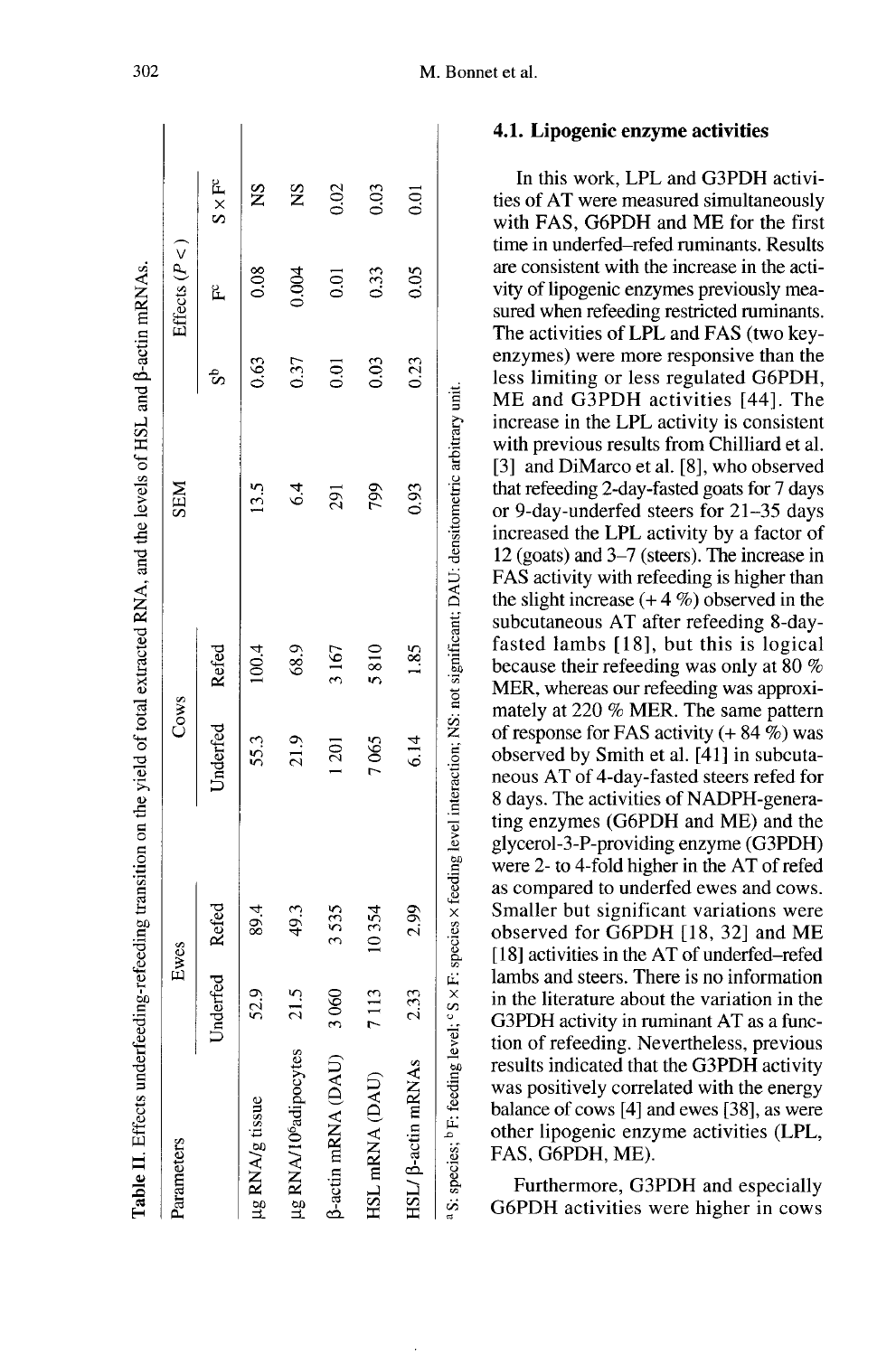**Table II.** Effects underfeeding-refeeding transition on the yield of total extracted RNA, and the levels of HSL and β-actin mRNAs.

| Parameters | Ewes | | Cows | | SEM | Effects ($P <$) | | |
|---|---|---|---|---|---|---|---|---|
| | Underfed | Refed | Underfed | Refed | | S[b] | F[c] | S × F[c] |
| µg RNA/g tissue | 52.9 | 89.4 | 55.3 | 100.4 | 13.5 | 0.63 | 0.08 | NS |
| µg RNA/$10^6$adipocytes | 21.5 | 49.3 | 21.9 | 68.9 | 6.4 | 0.37 | 0.004 | NS |
| β-actin mRNA (DAU) | 3 060 | 3 535 | 1 201 | 3 167 | 291 | 0.01 | 0.01 | 0.02 |
| HSL mRNA (DAU) | 7 113 | 10 354 | 7 065 | 5 810 | 799 | 0.03 | 0.33 | 0.03 |
| HSL/ β-actin mRNAs | 2.33 | 2.99 | 6.14 | 1.85 | 0.93 | 0.23 | 0.05 | 0.01 |

[a] S: species; [b] F: feeding level; [c] S × F: species × feeding level interaction; NS: not significant; DAU: densitometric arbitrary unit.

### 4.1. Lipogenic enzyme activities

In this work, LPL and G3PDH activities of AT were measured simultaneously with FAS, G6PDH and ME for the first time in underfed–refed ruminants. Results are consistent with the increase in the activity of lipogenic enzymes previously measured when refeeding restricted ruminants. The activities of LPL and FAS (two key-enzymes) were more responsive than the less limiting or less regulated G6PDH, ME and G3PDH activities [44]. The increase in the LPL activity is consistent with previous results from Chilliard et al. [3] and DiMarco et al. [8], who observed that refeeding 2-day-fasted goats for 7 days or 9-day-underfed steers for 21–35 days increased the LPL activity by a factor of 12 (goats) and 3–7 (steers). The increase in FAS activity with refeeding is higher than the slight increase (+ 4 %) observed in the subcutaneous AT after refeeding 8-day-fasted lambs [18], but this is logical because their refeeding was only at 80 % MER, whereas our refeeding was approximately at 220 % MER. The same pattern of response for FAS activity (+ 84 %) was observed by Smith et al. [41] in subcutaneous AT of 4-day-fasted steers refed for 8 days. The activities of NADPH-generating enzymes (G6PDH and ME) and the glycerol-3-P-providing enzyme (G3PDH) were 2- to 4-fold higher in the AT of refed as compared to underfed ewes and cows. Smaller but significant variations were observed for G6PDH [18, 32] and ME [18] activities in the AT of underfed–refed lambs and steers. There is no information in the literature about the variation in the G3PDH activity in ruminant AT as a function of refeeding. Nevertheless, previous results indicated that the G3PDH activity was positively correlated with the energy balance of cows [4] and ewes [38], as were other lipogenic enzyme activities (LPL, FAS, G6PDH, ME).

Furthermore, G3PDH and especially G6PDH activities were higher in cows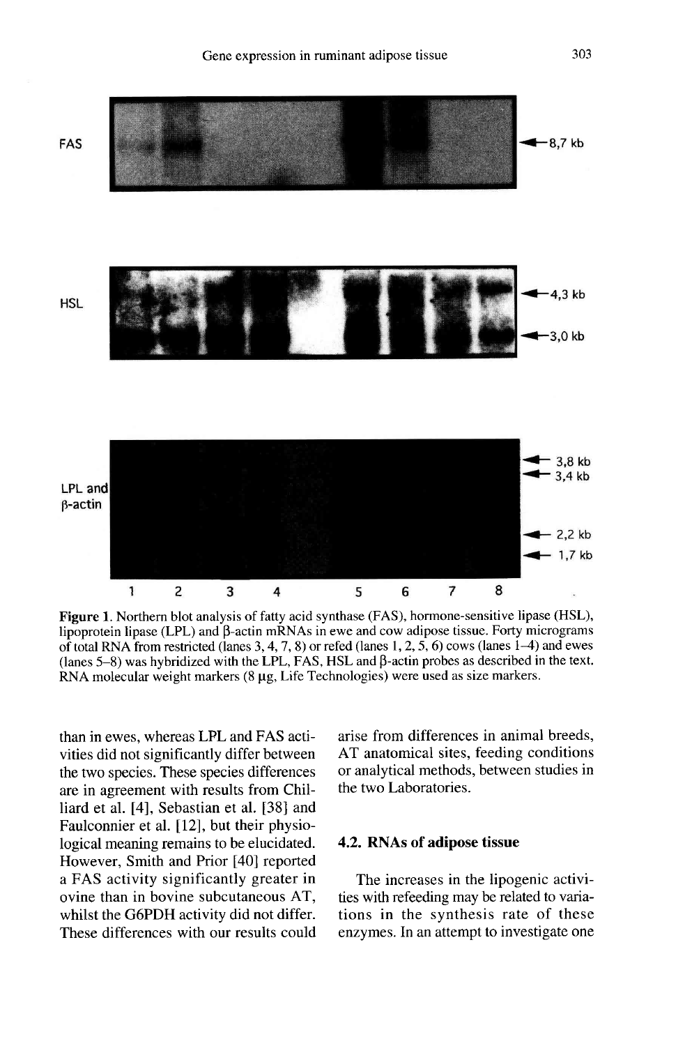**Figure 1.** Northern blot analysis of fatty acid synthase (FAS), hormone-sensitive lipase (HSL), lipoprotein lipase (LPL) and β-actin mRNAs in ewe and cow adipose tissue. Forty micrograms of total RNA from restricted (lanes 3, 4, 7, 8) or refed (lanes 1, 2, 5, 6) cows (lanes 1–4) and ewes (lanes 5–8) was hybridized with the LPL, FAS, HSL and β-actin probes as described in the text. RNA molecular weight markers (8 μg, Life Technologies) were used as size markers.

than in ewes, whereas LPL and FAS activities did not significantly differ between the two species. These species differences are in agreement with results from Chilliard et al. [4], Sebastian et al. [38] and Faulconnier et al. [12], but their physiological meaning remains to be elucidated. However, Smith and Prior [40] reported a FAS activity significantly greater in ovine than in bovine subcutaneous AT, whilst the G6PDH activity did not differ. These differences with our results could arise from differences in animal breeds, AT anatomical sites, feeding conditions or analytical methods, between studies in the two Laboratories.

### 4.2. RNAs of adipose tissue

The increases in the lipogenic activities with refeeding may be related to variations in the synthesis rate of these enzymes. In an attempt to investigate one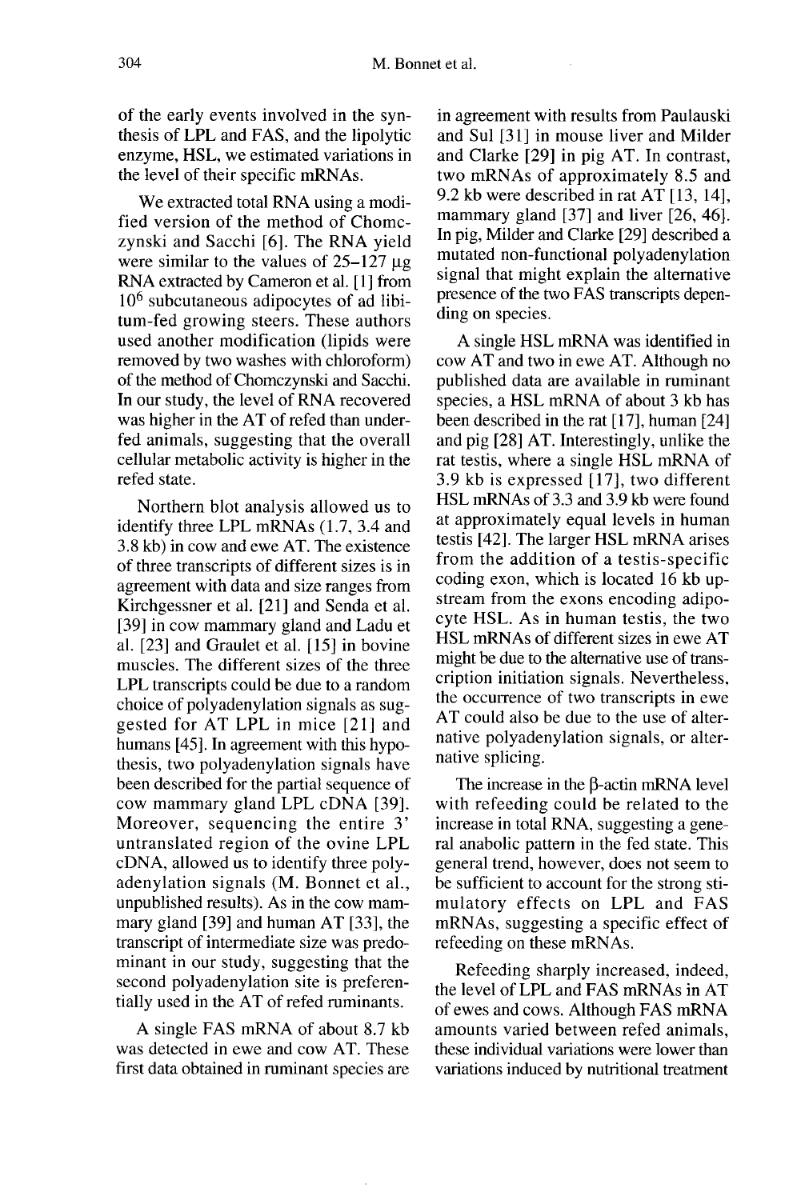of the early events involved in the synthesis of LPL and FAS, and the lipolytic enzyme, HSL, we estimated variations in the level of their specific mRNAs.

We extracted total RNA using a modified version of the method of Chomczynski and Sacchi [6]. The RNA yield were similar to the values of 25–127 μg RNA extracted by Cameron et al. [1] from $10^6$ subcutaneous adipocytes of ad libitum-fed growing steers. These authors used another modification (lipids were removed by two washes with chloroform) of the method of Chomczynski and Sacchi. In our study, the level of RNA recovered was higher in the AT of refed than underfed animals, suggesting that the overall cellular metabolic activity is higher in the refed state.

Northern blot analysis allowed us to identify three LPL mRNAs (1.7, 3.4 and 3.8 kb) in cow and ewe AT. The existence of three transcripts of different sizes is in agreement with data and size ranges from Kirchgessner et al. [21] and Senda et al. [39] in cow mammary gland and Ladu et al. [23] and Graulet et al. [15] in bovine muscles. The different sizes of the three LPL transcripts could be due to a random choice of polyadenylation signals as suggested for AT LPL in mice [21] and humans [45]. In agreement with this hypothesis, two polyadenylation signals have been described for the partial sequence of cow mammary gland LPL cDNA [39]. Moreover, sequencing the entire 3' untranslated region of the ovine LPL cDNA, allowed us to identify three polyadenylation signals (M. Bonnet et al., unpublished results). As in the cow mammary gland [39] and human AT [33], the transcript of intermediate size was predominant in our study, suggesting that the second polyadenylation site is preferentially used in the AT of refed ruminants.

A single FAS mRNA of about 8.7 kb was detected in ewe and cow AT. These first data obtained in ruminant species are in agreement with results from Paulauski and Sul [31] in mouse liver and Milder and Clarke [29] in pig AT. In contrast, two mRNAs of approximately 8.5 and 9.2 kb were described in rat AT [13, 14], mammary gland [37] and liver [26, 46]. In pig, Milder and Clarke [29] described a mutated non-functional polyadenylation signal that might explain the alternative presence of the two FAS transcripts depending on species.

A single HSL mRNA was identified in cow AT and two in ewe AT. Although no published data are available in ruminant species, a HSL mRNA of about 3 kb has been described in the rat [17], human [24] and pig [28] AT. Interestingly, unlike the rat testis, where a single HSL mRNA of 3.9 kb is expressed [17], two different HSL mRNAs of 3.3 and 3.9 kb were found at approximately equal levels in human testis [42]. The larger HSL mRNA arises from the addition of a testis-specific coding exon, which is located 16 kb upstream from the exons encoding adipocyte HSL. As in human testis, the two HSL mRNAs of different sizes in ewe AT might be due to the alternative use of transcription initiation signals. Nevertheless, the occurrence of two transcripts in ewe AT could also be due to the use of alternative polyadenylation signals, or alternative splicing.

The increase in the β-actin mRNA level with refeeding could be related to the increase in total RNA, suggesting a general anabolic pattern in the fed state. This general trend, however, does not seem to be sufficient to account for the strong stimulatory effects on LPL and FAS mRNAs, suggesting a specific effect of refeeding on these mRNAs.

Refeeding sharply increased, indeed, the level of LPL and FAS mRNAs in AT of ewes and cows. Although FAS mRNA amounts varied between refed animals, these individual variations were lower than variations induced by nutritional treatment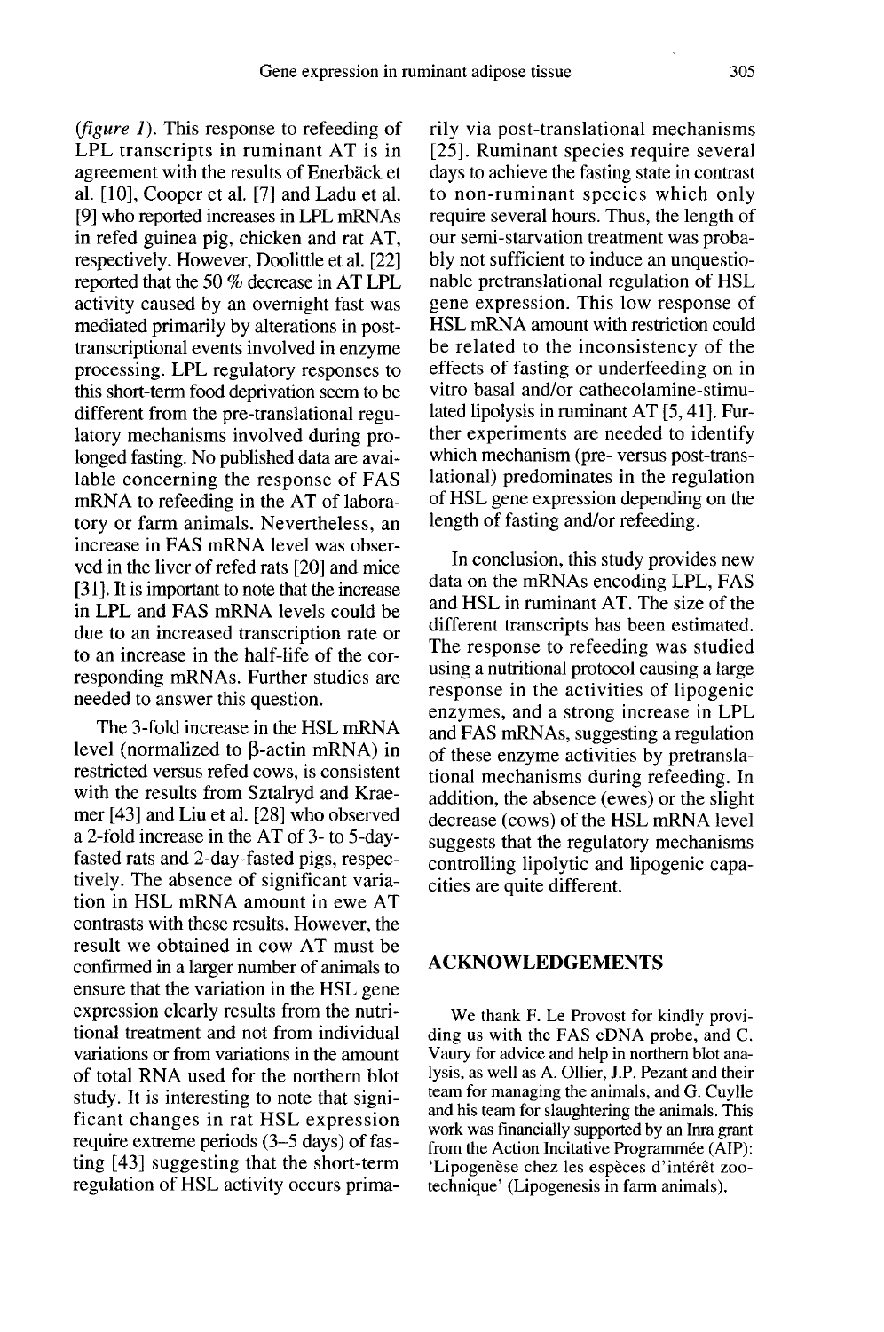(*figure 1*). This response to refeeding of LPL transcripts in ruminant AT is in agreement with the results of Enerbäck et al. [10], Cooper et al. [7] and Ladu et al. [9] who reported increases in LPL mRNAs in refed guinea pig, chicken and rat AT, respectively. However, Doolittle et al. [22] reported that the 50 % decrease in AT LPL activity caused by an overnight fast was mediated primarily by alterations in post-transcriptional events involved in enzyme processing. LPL regulatory responses to this short-term food deprivation seem to be different from the pre-translational regulatory mechanisms involved during prolonged fasting. No published data are available concerning the response of FAS mRNA to refeeding in the AT of laboratory or farm animals. Nevertheless, an increase in FAS mRNA level was observed in the liver of refed rats [20] and mice [31]. It is important to note that the increase in LPL and FAS mRNA levels could be due to an increased transcription rate or to an increase in the half-life of the corresponding mRNAs. Further studies are needed to answer this question.

The 3-fold increase in the HSL mRNA level (normalized to β-actin mRNA) in restricted versus refed cows, is consistent with the results from Sztalryd and Kraemer [43] and Liu et al. [28] who observed a 2-fold increase in the AT of 3- to 5-day-fasted rats and 2-day-fasted pigs, respectively. The absence of significant variation in HSL mRNA amount in ewe AT contrasts with these results. However, the result we obtained in cow AT must be confirmed in a larger number of animals to ensure that the variation in the HSL gene expression clearly results from the nutritional treatment and not from individual variations or from variations in the amount of total RNA used for the northern blot study. It is interesting to note that significant changes in rat HSL expression require extreme periods (3–5 days) of fasting [43] suggesting that the short-term regulation of HSL activity occurs primarily via post-translational mechanisms [25]. Ruminant species require several days to achieve the fasting state in contrast to non-ruminant species which only require several hours. Thus, the length of our semi-starvation treatment was probably not sufficient to induce an unquestionable pretranslational regulation of HSL gene expression. This low response of HSL mRNA amount with restriction could be related to the inconsistency of the effects of fasting or underfeeding on in vitro basal and/or cathecolamine-stimulated lipolysis in ruminant AT [5, 41]. Further experiments are needed to identify which mechanism (pre- versus post-translational) predominates in the regulation of HSL gene expression depending on the length of fasting and/or refeeding.

In conclusion, this study provides new data on the mRNAs encoding LPL, FAS and HSL in ruminant AT. The size of the different transcripts has been estimated. The response to refeeding was studied using a nutritional protocol causing a large response in the activities of lipogenic enzymes, and a strong increase in LPL and FAS mRNAs, suggesting a regulation of these enzyme activities by pretranslational mechanisms during refeeding. In addition, the absence (ewes) or the slight decrease (cows) of the HSL mRNA level suggests that the regulatory mechanisms controlling lipolytic and lipogenic capacities are quite different.

## ACKNOWLEDGEMENTS

We thank F. Le Provost for kindly providing us with the FAS cDNA probe, and C. Vaury for advice and help in northern blot analysis, as well as A. Ollier, J.P. Pezant and their team for managing the animals, and G. Cuylle and his team for slaughtering the animals. This work was financially supported by an Inra grant from the Action Incitative Programmée (AIP): 'Lipogenèse chez les espèces d'intérêt zootechnique' (Lipogenesis in farm animals).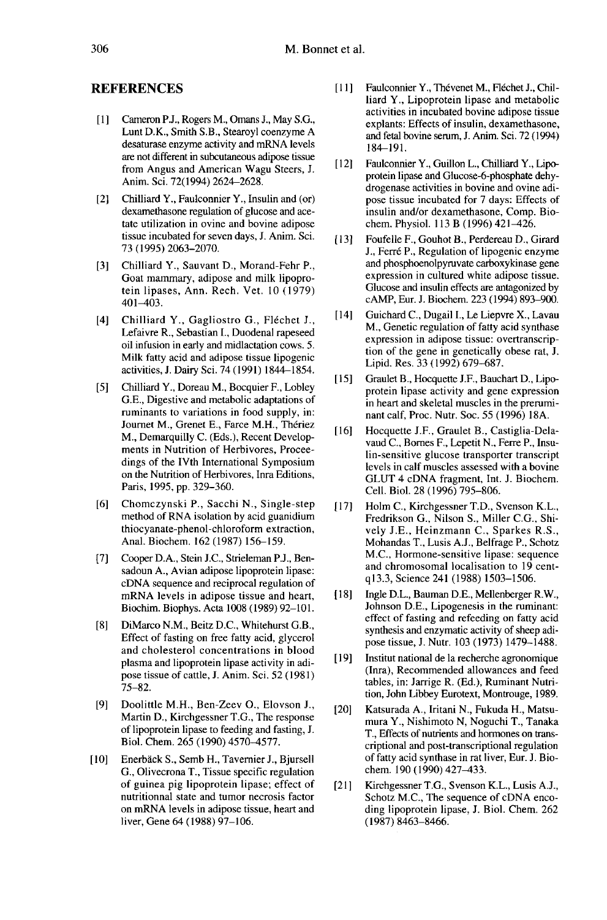## REFERENCES

[1] Cameron P.J., Rogers M., Omans J., May S.G., Lunt D.K., Smith S.B., Stearoyl coenzyme A desaturase enzyme activity and mRNA levels are not different in subcutaneous adipose tissue from Angus and American Wagu Steers, J. Anim. Sci. 72(1994) 2624–2628.

[2] Chilliard Y., Faulconnier Y., Insulin and (or) dexamethasone regulation of glucose and acetate utilization in ovine and bovine adipose tissue incubated for seven days, J. Anim. Sci. 73 (1995) 2063–2070.

[3] Chilliard Y., Sauvant D., Morand-Fehr P., Goat mammary, adipose and milk lipoprotein lipases, Ann. Rech. Vet. 10 (1979) 401–403.

[4] Chilliard Y., Gagliostro G., Fléchet J., Lefaivre R., Sebastian I., Duodenal rapeseed oil infusion in early and midlactation cows. 5. Milk fatty acid and adipose tissue lipogenic activities, J. Dairy Sci. 74 (1991) 1844–1854.

[5] Chilliard Y., Doreau M., Bocquier F., Lobley G.E., Digestive and metabolic adaptations of ruminants to variations in food supply, in: Journet M., Grenet E., Farce M.H., Thériez M., Demarquilly C. (Eds.), Recent Developments in Nutrition of Herbivores, Proceedings of the IVth International Symposium on the Nutrition of Herbivores, Inra Editions, Paris, 1995, pp. 329–360.

[6] Chomczynski P., Sacchi N., Single-step method of RNA isolation by acid guanidium thiocyanate-phenol-chloroform extraction, Anal. Biochem. 162 (1987) 156–159.

[7] Cooper D.A., Stein J.C., Strieleman P.J., Bensadoun A., Avian adipose lipoprotein lipase: cDNA sequence and reciprocal regulation of mRNA levels in adipose tissue and heart, Biochim. Biophys. Acta 1008 (1989) 92–101.

[8] DiMarco N.M., Beitz D.C., Whitehurst G.B., Effect of fasting on free fatty acid, glycerol and cholesterol concentrations in blood plasma and lipoprotein lipase activity in adipose tissue of cattle, J. Anim. Sci. 52 (1981) 75–82.

[9] Doolittle M.H., Ben-Zeev O., Elovson J., Martin D., Kirchgessner T.G., The response of lipoprotein lipase to feeding and fasting, J. Biol. Chem. 265 (1990) 4570–4577.

[10] Enerbäck S., Semb H., Tavernier J., Bjursell G., Olivecrona T., Tissue specific regulation of guinea pig lipoprotein lipase; effect of nutritionnal state and tumor necrosis factor on mRNA levels in adipose tissue, heart and liver, Gene 64 (1988) 97–106.

[11] Faulconnier Y., Thévenet M., Fléchet J., Chilliard Y., Lipoprotein lipase and metabolic activities in incubated bovine adipose tissue explants: Effects of insulin, dexamethasone, and fetal bovine serum, J. Anim. Sci. 72 (1994) 184–191.

[12] Faulconnier Y., Guillon L., Chilliard Y., Lipoprotein lipase and Glucose-6-phosphate dehydrogenase activities in bovine and ovine adipose tissue incubated for 7 days: Effects of insulin and/or dexamethasone, Comp. Biochem. Physiol. 113 B (1996) 421–426.

[13] Foufelle F., Gouhot B., Perdereau D., Girard J., Ferré P., Regulation of lipogenic enzyme and phosphoenolpyruvate carboxykinase gene expression in cultured white adipose tissue. Glucose and insulin effects are antagonized by cAMP, Eur. J. Biochem. 223 (1994) 893–900.

[14] Guichard C., Dugail I., Le Liepvre X., Lavau M., Genetic regulation of fatty acid synthase expression in adipose tissue: overtranscription of the gene in genetically obese rat, J. Lipid. Res. 33 (1992) 679–687.

[15] Graulet B., Hocquette J.F., Bauchart D., Lipoprotein lipase activity and gene expression in heart and skeletal muscles in the preruminant calf, Proc. Nutr. Soc. 55 (1996) 18A.

[16] Hocquette J.F., Graulet B., Castiglia-Delavaud C., Bornes F., Lepetit N., Ferre P., Insulin-sensitive glucose transporter transcript levels in calf muscles assessed with a bovine GLUT 4 cDNA fragment, Int. J. Biochem. Cell. Biol. 28 (1996) 795–806.

[17] Holm C., Kirchgessner T.D., Svenson K.L., Fredrikson G., Nilson S., Miller C.G., Shively J.E., Heinzmann C., Sparkes R.S., Mohandas T., Lusis A.J., Belfrage P., Schotz M.C., Hormone-sensitive lipase: sequence and chromosomal localisation to 19 cent-q13.3, Science 241 (1988) 1503–1506.

[18] Ingle D.L., Bauman D.E., Mellenberger R.W., Johnson D.E., Lipogenesis in the ruminant: effect of fasting and refeeding on fatty acid synthesis and enzymatic activity of sheep adipose tissue, J. Nutr. 103 (1973) 1479–1488.

[19] Institut national de la recherche agronomique (Inra), Recommended allowances and feed tables, in: Jarrige R. (Ed.), Ruminant Nutrition, John Libbey Eurotext, Montrouge, 1989.

[20] Katsurada A., Iritani N., Fukuda H., Matsumura Y., Nishimoto N, Noguchi T., Tanaka T., Effects of nutrients and hormones on transcriptional and post-transcriptional regulation of fatty acid synthase in rat liver, Eur. J. Biochem. 190 (1990) 427–433.

[21] Kirchgessner T.G., Svenson K.L., Lusis A.J., Schotz M.C., The sequence of cDNA encoding lipoprotein lipase, J. Biol. Chem. 262 (1987) 8463–8466.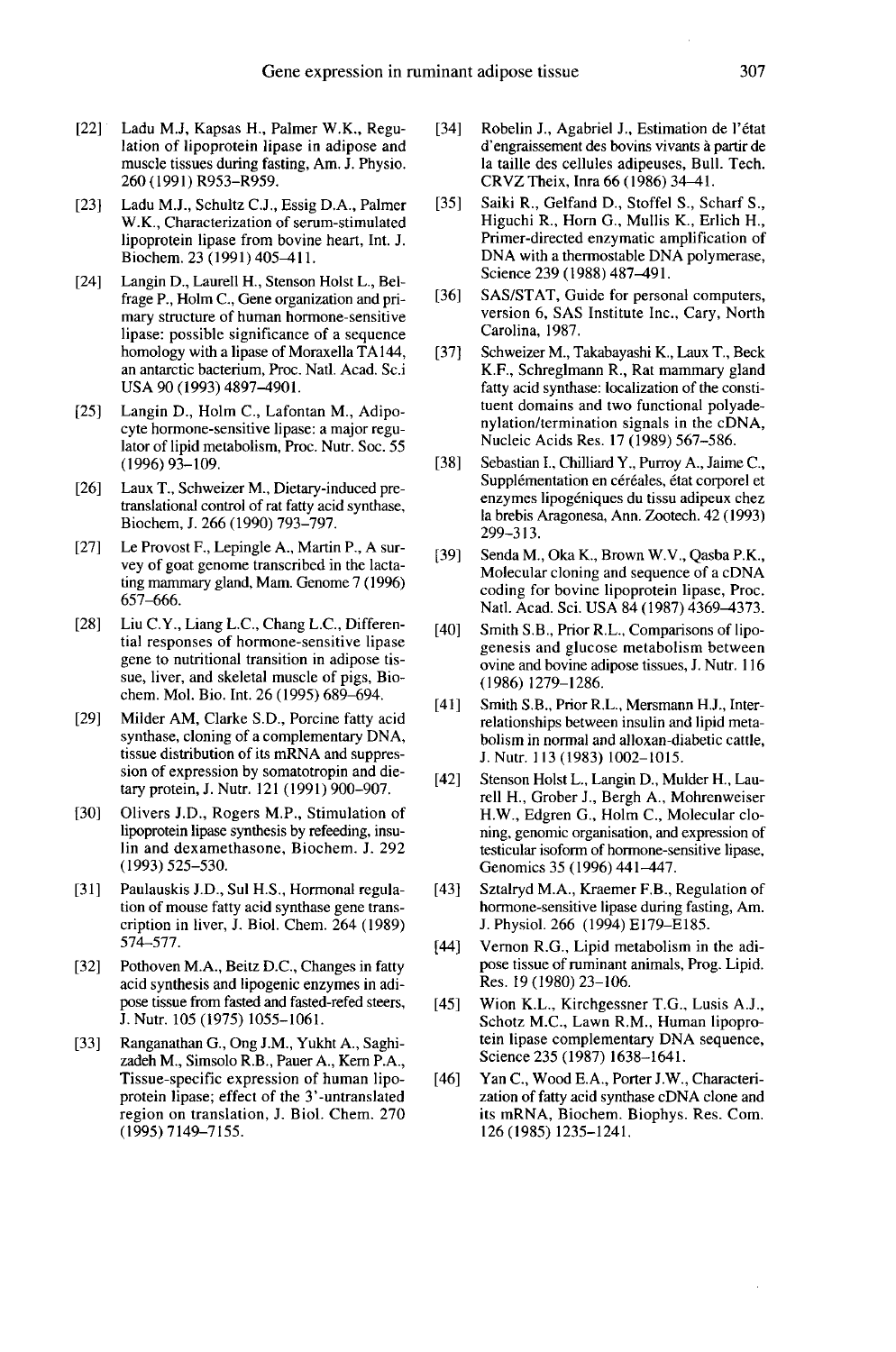[22] Ladu M.J, Kapsas H., Palmer W.K., Regulation of lipoprotein lipase in adipose and muscle tissues during fasting, Am. J. Physio. 260 (1991) R953–R959.

[23] Ladu M.J., Schultz C.J., Essig D.A., Palmer W.K., Characterization of serum-stimulated lipoprotein lipase from bovine heart, Int. J. Biochem. 23 (1991) 405–411.

[24] Langin D., Laurell H., Stenson Holst L., Belfrage P., Holm C., Gene organization and primary structure of human hormone-sensitive lipase: possible significance of a sequence homology with a lipase of Moraxella TA144, an antarctic bacterium, Proc. Natl. Acad. Sc.i USA 90 (1993) 4897–4901.

[25] Langin D., Holm C., Lafontan M., Adipocyte hormone-sensitive lipase: a major regulator of lipid metabolism, Proc. Nutr. Soc. 55 (1996) 93–109.

[26] Laux T., Schweizer M., Dietary-induced pretranslational control of rat fatty acid synthase, Biochem, J. 266 (1990) 793–797.

[27] Le Provost F., Lepingle A., Martin P., A survey of goat genome transcribed in the lactating mammary gland, Mam. Genome 7 (1996) 657–666.

[28] Liu C.Y., Liang L.C., Chang L.C., Differential responses of hormone-sensitive lipase gene to nutritional transition in adipose tissue, liver, and skeletal muscle of pigs, Biochem. Mol. Bio. Int. 26 (1995) 689–694.

[29] Milder AM, Clarke S.D., Porcine fatty acid synthase, cloning of a complementary DNA, tissue distribution of its mRNA and suppression of expression by somatotropin and dietary protein, J. Nutr. 121 (1991) 900–907.

[30] Olivers J.D., Rogers M.P., Stimulation of lipoprotein lipase synthesis by refeeding, insulin and dexamethasone, Biochem. J. 292 (1993) 525–530.

[31] Paulauskis J.D., Sul H.S., Hormonal regulation of mouse fatty acid synthase gene transcription in liver, J. Biol. Chem. 264 (1989) 574–577.

[32] Pothoven M.A., Beitz D.C., Changes in fatty acid synthesis and lipogenic enzymes in adipose tissue from fasted and fasted-refed steers, J. Nutr. 105 (1975) 1055–1061.

[33] Ranganathan G., Ong J.M., Yukht A., Saghizadeh M., Simsolo R.B., Pauer A., Kern P.A., Tissue-specific expression of human lipoprotein lipase; effect of the 3'-untranslated region on translation, J. Biol. Chem. 270 (1995) 7149–7155.

[34] Robelin J., Agabriel J., Estimation de l'état d'engraissement des bovins vivants à partir de la taille des cellules adipeuses, Bull. Tech. CRVZ Theix, Inra 66 (1986) 34–41.

[35] Saiki R., Gelfand D., Stoffel S., Scharf S., Higuchi R., Horn G., Mullis K., Erlich H., Primer-directed enzymatic amplification of DNA with a thermostable DNA polymerase, Science 239 (1988) 487–491.

[36] SAS/STAT, Guide for personal computers, version 6, SAS Institute Inc., Cary, North Carolina, 1987.

[37] Schweizer M., Takabayashi K., Laux T., Beck K.F., Schreglmann R., Rat mammary gland fatty acid synthase: localization of the constituent domains and two functional polyadenylation/termination signals in the cDNA, Nucleic Acids Res. 17 (1989) 567–586.

[38] Sebastian I., Chilliard Y., Purroy A., Jaime C., Supplémentation en céréales, état corporel et enzymes lipogéniques du tissu adipeux chez la brebis Aragonesa, Ann. Zootech. 42 (1993) 299–313.

[39] Senda M., Oka K., Brown W.V., Qasba P.K., Molecular cloning and sequence of a cDNA coding for bovine lipoprotein lipase, Proc. Natl. Acad. Sci. USA 84 (1987) 4369–4373.

[40] Smith S.B., Prior R.L., Comparisons of lipogenesis and glucose metabolism between ovine and bovine adipose tissues, J. Nutr. 116 (1986) 1279–1286.

[41] Smith S.B., Prior R.L., Mersmann H.J., Interrelationships between insulin and lipid metabolism in normal and alloxan-diabetic cattle, J. Nutr. 113 (1983) 1002–1015.

[42] Stenson Holst L., Langin D., Mulder H., Laurell H., Grober J., Bergh A., Mohrenweiser H.W., Edgren G., Holm C., Molecular cloning, genomic organisation, and expression of testicular isoform of hormone-sensitive lipase, Genomics 35 (1996) 441–447.

[43] Sztalryd M.A., Kraemer F.B., Regulation of hormone-sensitive lipase during fasting, Am. J. Physiol. 266 (1994) E179–E185.

[44] Vernon R.G., Lipid metabolism in the adipose tissue of ruminant animals, Prog. Lipid. Res. 19 (1980) 23–106.

[45] Wion K.L., Kirchgessner T.G., Lusis A.J., Schotz M.C., Lawn R.M., Human lipoprotein lipase complementary DNA sequence, Science 235 (1987) 1638–1641.

[46] Yan C., Wood E.A., Porter J.W., Characterization of fatty acid synthase cDNA clone and its mRNA, Biochem. Biophys. Res. Com. 126 (1985) 1235–1241.